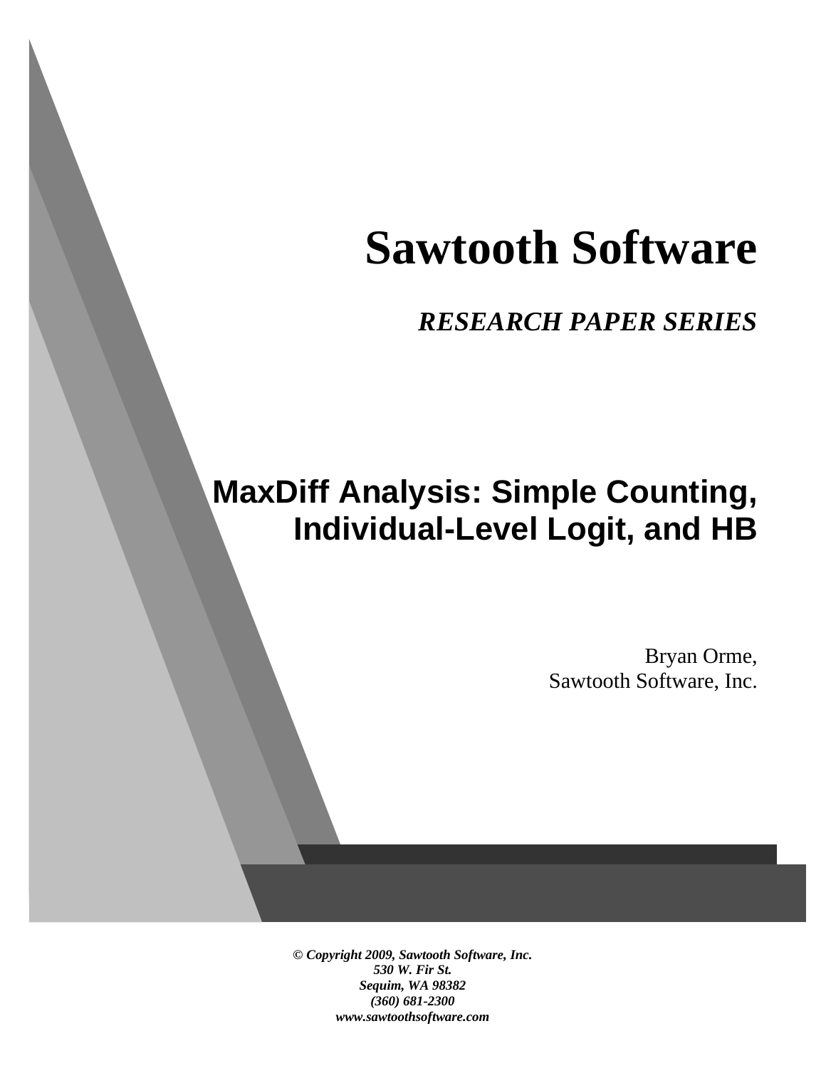# Sawtooth Software

***RESEARCH PAPER SERIES***

## MaxDiff Analysis: Simple Counting, Individual-Level Logit, and HB

Bryan Orme,
Sawtooth Software, Inc.

***© Copyright 2009, Sawtooth Software, Inc.***
***530 W. Fir St.***
***Sequim, WA 98382***
***(360) 681-2300***
***www.sawtoothsoftware.com***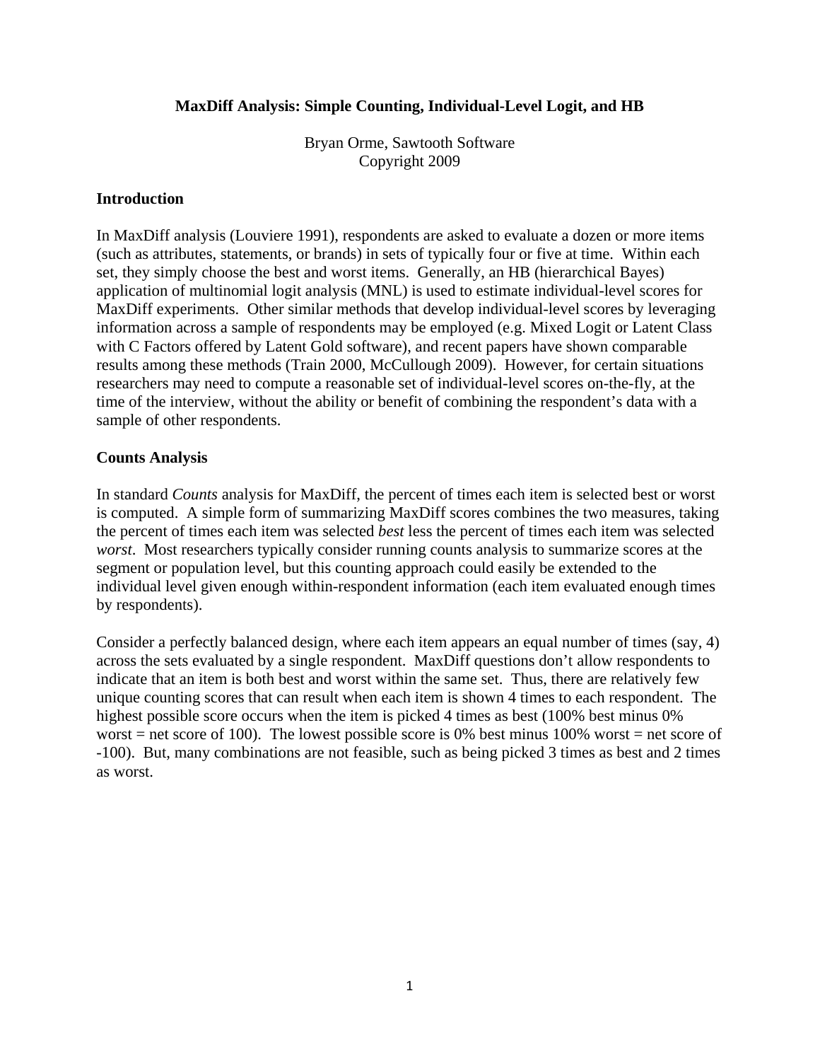**MaxDiff Analysis: Simple Counting, Individual-Level Logit, and HB**

Bryan Orme, Sawtooth Software
Copyright 2009

## Introduction

In MaxDiff analysis (Louviere 1991), respondents are asked to evaluate a dozen or more items (such as attributes, statements, or brands) in sets of typically four or five at time. Within each set, they simply choose the best and worst items. Generally, an HB (hierarchical Bayes) application of multinomial logit analysis (MNL) is used to estimate individual-level scores for MaxDiff experiments. Other similar methods that develop individual-level scores by leveraging information across a sample of respondents may be employed (e.g. Mixed Logit or Latent Class with C Factors offered by Latent Gold software), and recent papers have shown comparable results among these methods (Train 2000, McCullough 2009). However, for certain situations researchers may need to compute a reasonable set of individual-level scores on-the-fly, at the time of the interview, without the ability or benefit of combining the respondent's data with a sample of other respondents.

## Counts Analysis

In standard *Counts* analysis for MaxDiff, the percent of times each item is selected best or worst is computed. A simple form of summarizing MaxDiff scores combines the two measures, taking the percent of times each item was selected *best* less the percent of times each item was selected *worst*. Most researchers typically consider running counts analysis to summarize scores at the segment or population level, but this counting approach could easily be extended to the individual level given enough within-respondent information (each item evaluated enough times by respondents).

Consider a perfectly balanced design, where each item appears an equal number of times (say, 4) across the sets evaluated by a single respondent. MaxDiff questions don't allow respondents to indicate that an item is both best and worst within the same set. Thus, there are relatively few unique counting scores that can result when each item is shown 4 times to each respondent. The highest possible score occurs when the item is picked 4 times as best (100% best minus 0% worst = net score of 100). The lowest possible score is 0% best minus 100% worst = net score of -100). But, many combinations are not feasible, such as being picked 3 times as best and 2 times as worst.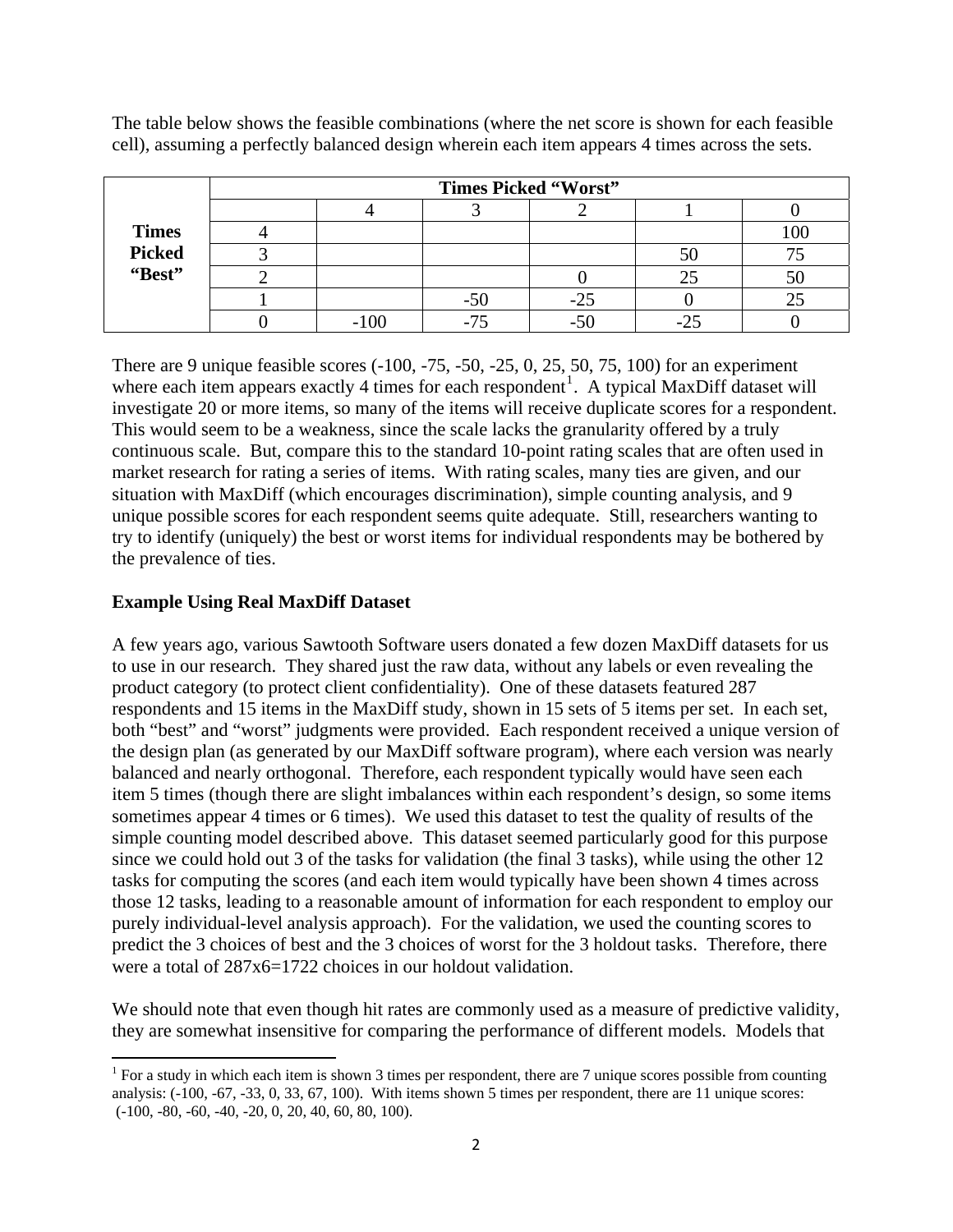The table below shows the feasible combinations (where the net score is shown for each feasible cell), assuming a perfectly balanced design wherein each item appears 4 times across the sets.

| | | Times Picked "Worst" | | | | |
|---|---|---|---|---|---|---|
| | | 4 | 3 | 2 | 1 | 0 |
| **Times Picked "Best"** | 4 | | | | | 100 |
| | 3 | | | | 50 | 75 |
| | 2 | | | 0 | 25 | 50 |
| | 1 | | -50 | -25 | 0 | 25 |
| | 0 | -100 | -75 | -50 | -25 | 0 |

There are 9 unique feasible scores (-100, -75, -50, -25, 0, 25, 50, 75, 100) for an experiment where each item appears exactly 4 times for each respondent[1]. A typical MaxDiff dataset will investigate 20 or more items, so many of the items will receive duplicate scores for a respondent. This would seem to be a weakness, since the scale lacks the granularity offered by a truly continuous scale. But, compare this to the standard 10-point rating scales that are often used in market research for rating a series of items. With rating scales, many ties are given, and our situation with MaxDiff (which encourages discrimination), simple counting analysis, and 9 unique possible scores for each respondent seems quite adequate. Still, researchers wanting to try to identify (uniquely) the best or worst items for individual respondents may be bothered by the prevalence of ties.

**Example Using Real MaxDiff Dataset**

A few years ago, various Sawtooth Software users donated a few dozen MaxDiff datasets for us to use in our research. They shared just the raw data, without any labels or even revealing the product category (to protect client confidentiality). One of these datasets featured 287 respondents and 15 items in the MaxDiff study, shown in 15 sets of 5 items per set. In each set, both "best" and "worst" judgments were provided. Each respondent received a unique version of the design plan (as generated by our MaxDiff software program), where each version was nearly balanced and nearly orthogonal. Therefore, each respondent typically would have seen each item 5 times (though there are slight imbalances within each respondent's design, so some items sometimes appear 4 times or 6 times). We used this dataset to test the quality of results of the simple counting model described above. This dataset seemed particularly good for this purpose since we could hold out 3 of the tasks for validation (the final 3 tasks), while using the other 12 tasks for computing the scores (and each item would typically have been shown 4 times across those 12 tasks, leading to a reasonable amount of information for each respondent to employ our purely individual-level analysis approach). For the validation, we used the counting scores to predict the 3 choices of best and the 3 choices of worst for the 3 holdout tasks. Therefore, there were a total of 287x6=1722 choices in our holdout validation.

We should note that even though hit rates are commonly used as a measure of predictive validity, they are somewhat insensitive for comparing the performance of different models. Models that

[1] For a study in which each item is shown 3 times per respondent, there are 7 unique scores possible from counting analysis: (-100, -67, -33, 0, 33, 67, 100). With items shown 5 times per respondent, there are 11 unique scores: (-100, -80, -60, -40, -20, 0, 20, 40, 60, 80, 100).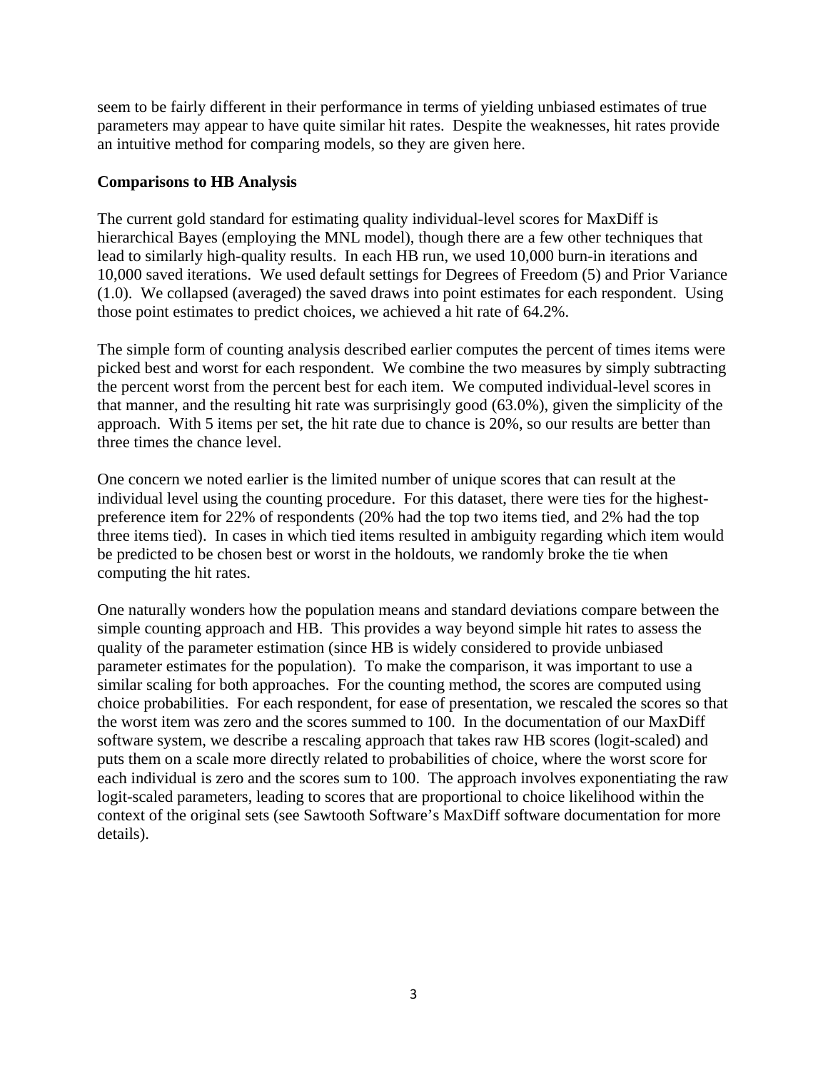seem to be fairly different in their performance in terms of yielding unbiased estimates of true parameters may appear to have quite similar hit rates. Despite the weaknesses, hit rates provide an intuitive method for comparing models, so they are given here.

**Comparisons to HB Analysis**

The current gold standard for estimating quality individual-level scores for MaxDiff is hierarchical Bayes (employing the MNL model), though there are a few other techniques that lead to similarly high-quality results. In each HB run, we used 10,000 burn-in iterations and 10,000 saved iterations. We used default settings for Degrees of Freedom (5) and Prior Variance (1.0). We collapsed (averaged) the saved draws into point estimates for each respondent. Using those point estimates to predict choices, we achieved a hit rate of 64.2%.

The simple form of counting analysis described earlier computes the percent of times items were picked best and worst for each respondent. We combine the two measures by simply subtracting the percent worst from the percent best for each item. We computed individual-level scores in that manner, and the resulting hit rate was surprisingly good (63.0%), given the simplicity of the approach. With 5 items per set, the hit rate due to chance is 20%, so our results are better than three times the chance level.

One concern we noted earlier is the limited number of unique scores that can result at the individual level using the counting procedure. For this dataset, there were ties for the highest-preference item for 22% of respondents (20% had the top two items tied, and 2% had the top three items tied). In cases in which tied items resulted in ambiguity regarding which item would be predicted to be chosen best or worst in the holdouts, we randomly broke the tie when computing the hit rates.

One naturally wonders how the population means and standard deviations compare between the simple counting approach and HB. This provides a way beyond simple hit rates to assess the quality of the parameter estimation (since HB is widely considered to provide unbiased parameter estimates for the population). To make the comparison, it was important to use a similar scaling for both approaches. For the counting method, the scores are computed using choice probabilities. For each respondent, for ease of presentation, we rescaled the scores so that the worst item was zero and the scores summed to 100. In the documentation of our MaxDiff software system, we describe a rescaling approach that takes raw HB scores (logit-scaled) and puts them on a scale more directly related to probabilities of choice, where the worst score for each individual is zero and the scores sum to 100. The approach involves exponentiating the raw logit-scaled parameters, leading to scores that are proportional to choice likelihood within the context of the original sets (see Sawtooth Software's MaxDiff software documentation for more details).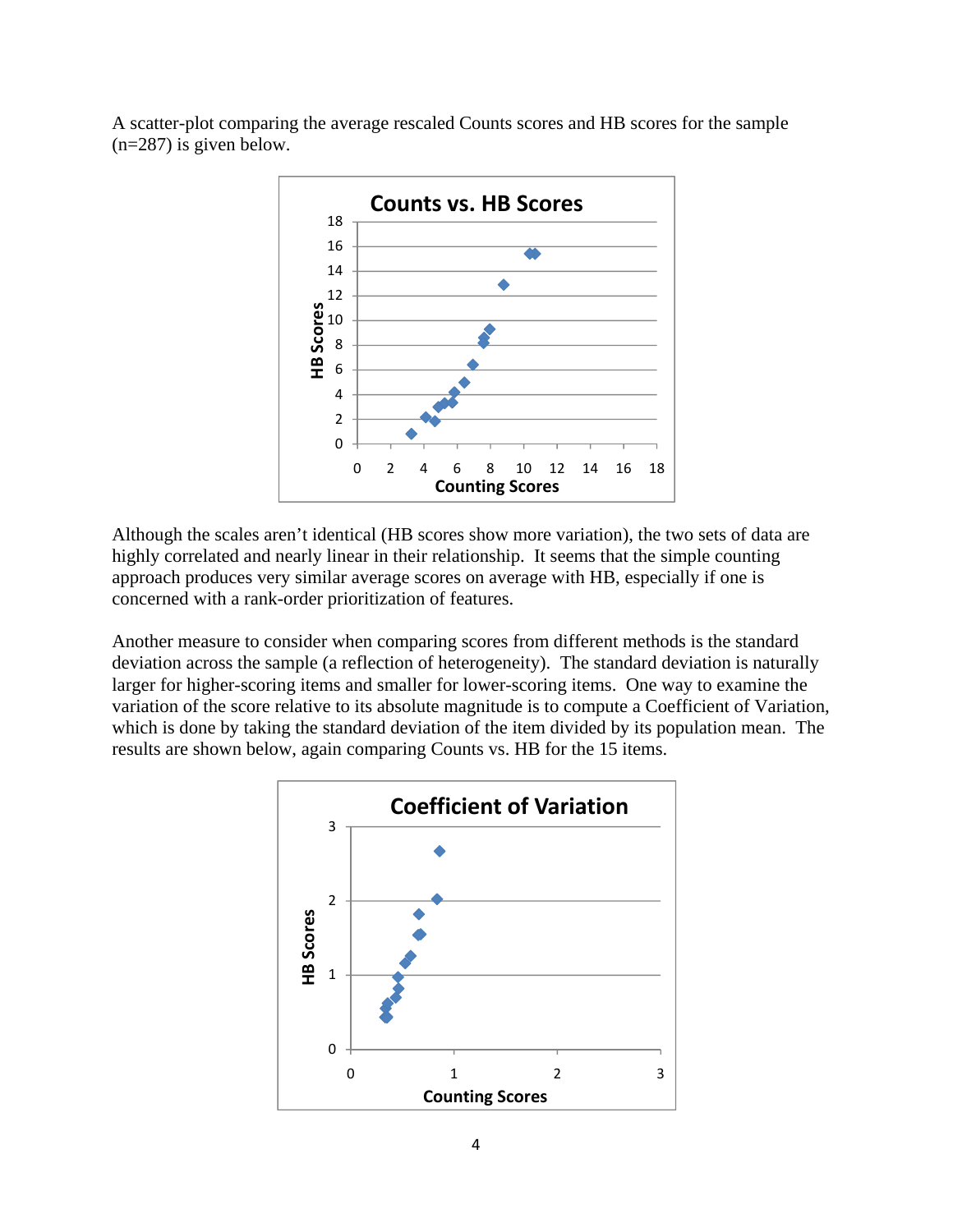A scatter-plot comparing the average rescaled Counts scores and HB scores for the sample (n=287) is given below.

Although the scales aren't identical (HB scores show more variation), the two sets of data are highly correlated and nearly linear in their relationship. It seems that the simple counting approach produces very similar average scores on average with HB, especially if one is concerned with a rank-order prioritization of features.

Another measure to consider when comparing scores from different methods is the standard deviation across the sample (a reflection of heterogeneity). The standard deviation is naturally larger for higher-scoring items and smaller for lower-scoring items. One way to examine the variation of the score relative to its absolute magnitude is to compute a Coefficient of Variation, which is done by taking the standard deviation of the item divided by its population mean. The results are shown below, again comparing Counts vs. HB for the 15 items.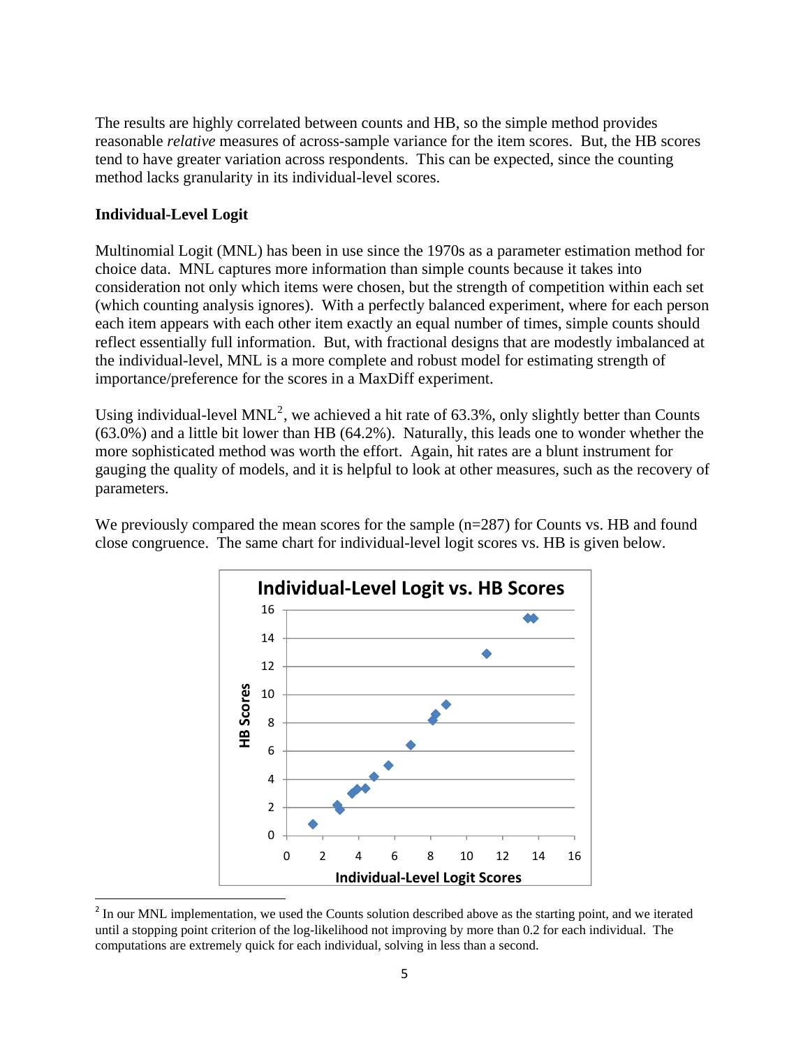The results are highly correlated between counts and HB, so the simple method provides reasonable *relative* measures of across-sample variance for the item scores. But, the HB scores tend to have greater variation across respondents. This can be expected, since the counting method lacks granularity in its individual-level scores.

**Individual-Level Logit**

Multinomial Logit (MNL) has been in use since the 1970s as a parameter estimation method for choice data. MNL captures more information than simple counts because it takes into consideration not only which items were chosen, but the strength of competition within each set (which counting analysis ignores). With a perfectly balanced experiment, where for each person each item appears with each other item exactly an equal number of times, simple counts should reflect essentially full information. But, with fractional designs that are modestly imbalanced at the individual-level, MNL is a more complete and robust model for estimating strength of importance/preference for the scores in a MaxDiff experiment.

Using individual-level MNL[2], we achieved a hit rate of 63.3%, only slightly better than Counts (63.0%) and a little bit lower than HB (64.2%). Naturally, this leads one to wonder whether the more sophisticated method was worth the effort. Again, hit rates are a blunt instrument for gauging the quality of models, and it is helpful to look at other measures, such as the recovery of parameters.

We previously compared the mean scores for the sample (n=287) for Counts vs. HB and found close congruence. The same chart for individual-level logit scores vs. HB is given below.

**Individual-Level Logit vs. HB Scores**

[2] In our MNL implementation, we used the Counts solution described above as the starting point, and we iterated until a stopping point criterion of the log-likelihood not improving by more than 0.2 for each individual. The computations are extremely quick for each individual, solving in less than a second.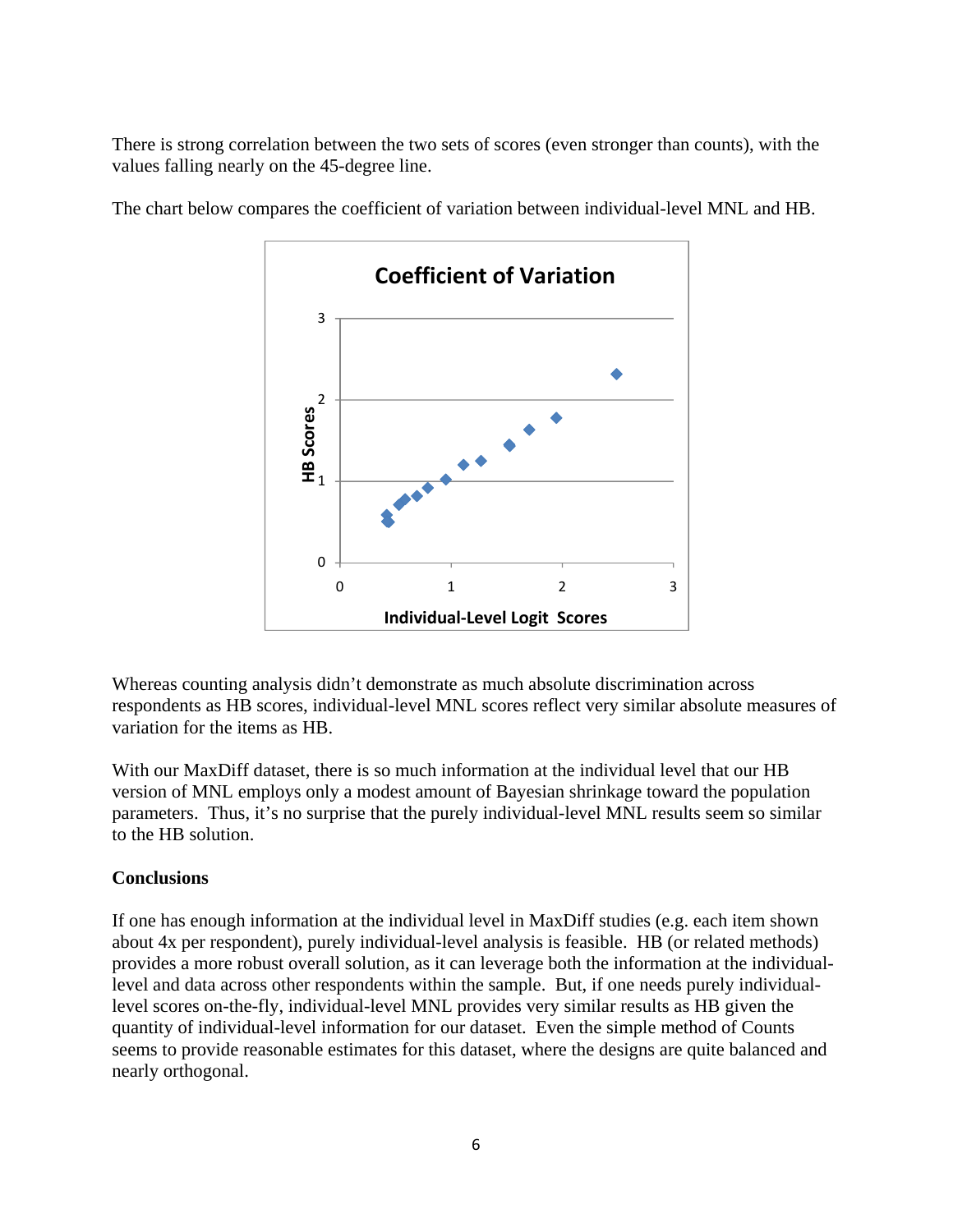There is strong correlation between the two sets of scores (even stronger than counts), with the values falling nearly on the 45-degree line.

The chart below compares the coefficient of variation between individual-level MNL and HB.

Whereas counting analysis didn't demonstrate as much absolute discrimination across respondents as HB scores, individual-level MNL scores reflect very similar absolute measures of variation for the items as HB.

With our MaxDiff dataset, there is so much information at the individual level that our HB version of MNL employs only a modest amount of Bayesian shrinkage toward the population parameters. Thus, it's no surprise that the purely individual-level MNL results seem so similar to the HB solution.

**Conclusions**

If one has enough information at the individual level in MaxDiff studies (e.g. each item shown about 4x per respondent), purely individual-level analysis is feasible. HB (or related methods) provides a more robust overall solution, as it can leverage both the information at the individual-level and data across other respondents within the sample. But, if one needs purely individual-level scores on-the-fly, individual-level MNL provides very similar results as HB given the quantity of individual-level information for our dataset. Even the simple method of Counts seems to provide reasonable estimates for this dataset, where the designs are quite balanced and nearly orthogonal.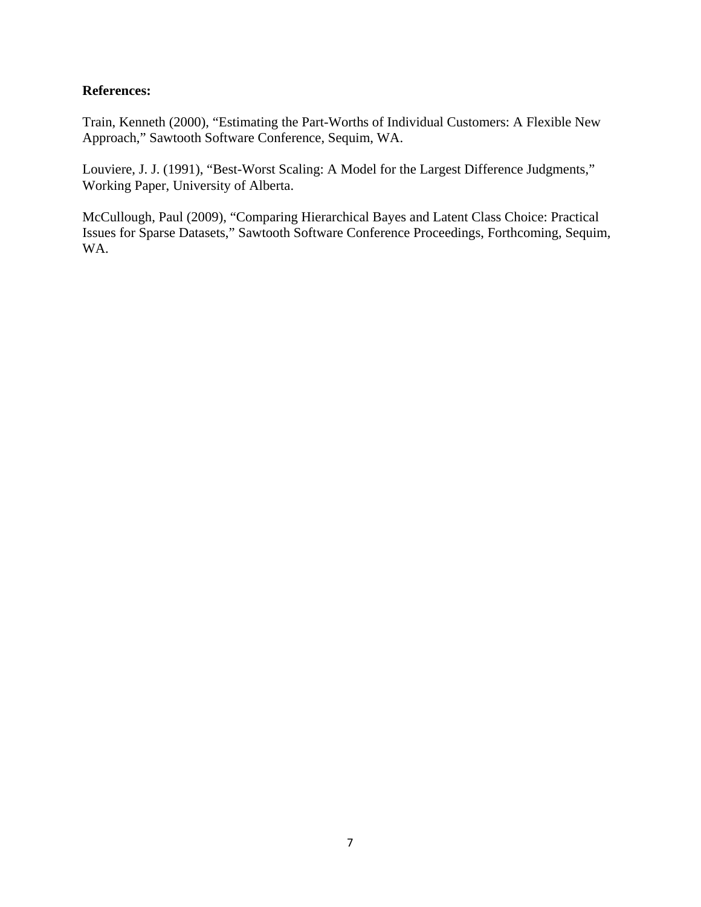**References:**

Train, Kenneth (2000), "Estimating the Part-Worths of Individual Customers: A Flexible New Approach," Sawtooth Software Conference, Sequim, WA.

Louviere, J. J. (1991), "Best-Worst Scaling: A Model for the Largest Difference Judgments," Working Paper, University of Alberta.

McCullough, Paul (2009), "Comparing Hierarchical Bayes and Latent Class Choice: Practical Issues for Sparse Datasets," Sawtooth Software Conference Proceedings, Forthcoming, Sequim, WA.